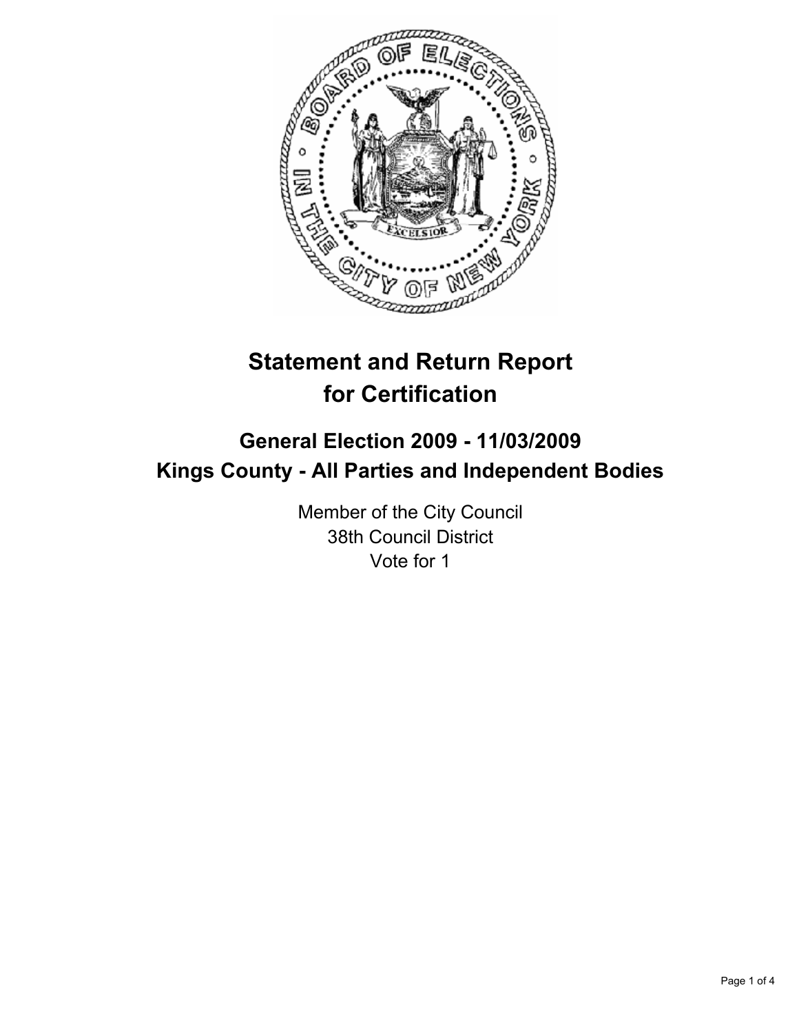# Statement and Return Report for Certification

## General Election 2009 - 11/03/2009
## Kings County - All Parties and Independent Bodies

Member of the City Council
38th Council District
Vote for 1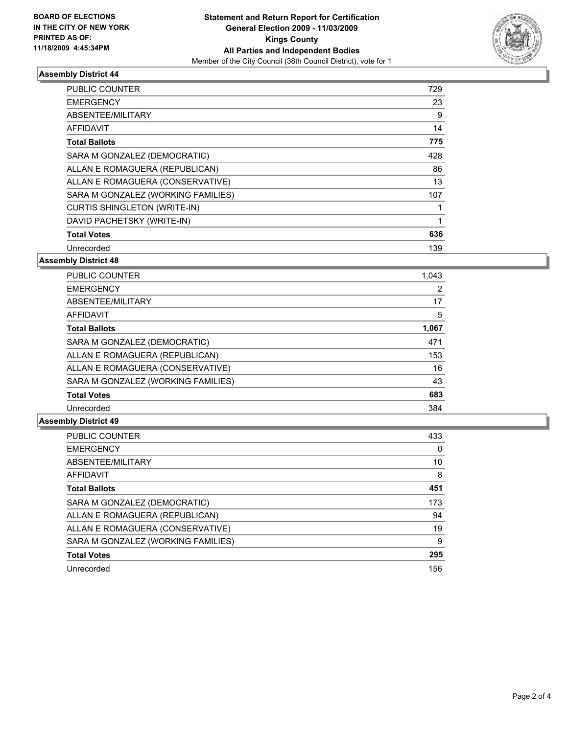**BOARD OF ELECTIONS IN THE CITY OF NEW YORK PRINTED AS OF: 11/18/2009 4:45:34PM**

# Statement and Return Report for Certification
## General Election 2009 - 11/03/2009
## Kings County
## All Parties and Independent Bodies
Member of the City Council (38th Council District), vote for 1

### Assembly District 44

| | |
|---|---|
| PUBLIC COUNTER | 729 |
| EMERGENCY | 23 |
| ABSENTEE/MILITARY | 9 |
| AFFIDAVIT | 14 |
| **Total Ballots** | **775** |
| SARA M GONZALEZ (DEMOCRATIC) | 428 |
| ALLAN E ROMAGUERA (REPUBLICAN) | 86 |
| ALLAN E ROMAGUERA (CONSERVATIVE) | 13 |
| SARA M GONZALEZ (WORKING FAMILIES) | 107 |
| CURTIS SHINGLETON (WRITE-IN) | 1 |
| DAVID PACHETSKY (WRITE-IN) | 1 |
| **Total Votes** | **636** |
| Unrecorded | 139 |

### Assembly District 48

| | |
|---|---|
| PUBLIC COUNTER | 1,043 |
| EMERGENCY | 2 |
| ABSENTEE/MILITARY | 17 |
| AFFIDAVIT | 5 |
| **Total Ballots** | **1,067** |
| SARA M GONZALEZ (DEMOCRATIC) | 471 |
| ALLAN E ROMAGUERA (REPUBLICAN) | 153 |
| ALLAN E ROMAGUERA (CONSERVATIVE) | 16 |
| SARA M GONZALEZ (WORKING FAMILIES) | 43 |
| **Total Votes** | **683** |
| Unrecorded | 384 |

### Assembly District 49

| | |
|---|---|
| PUBLIC COUNTER | 433 |
| EMERGENCY | 0 |
| ABSENTEE/MILITARY | 10 |
| AFFIDAVIT | 8 |
| **Total Ballots** | **451** |
| SARA M GONZALEZ (DEMOCRATIC) | 173 |
| ALLAN E ROMAGUERA (REPUBLICAN) | 94 |
| ALLAN E ROMAGUERA (CONSERVATIVE) | 19 |
| SARA M GONZALEZ (WORKING FAMILIES) | 9 |
| **Total Votes** | **295** |
| Unrecorded | 156 |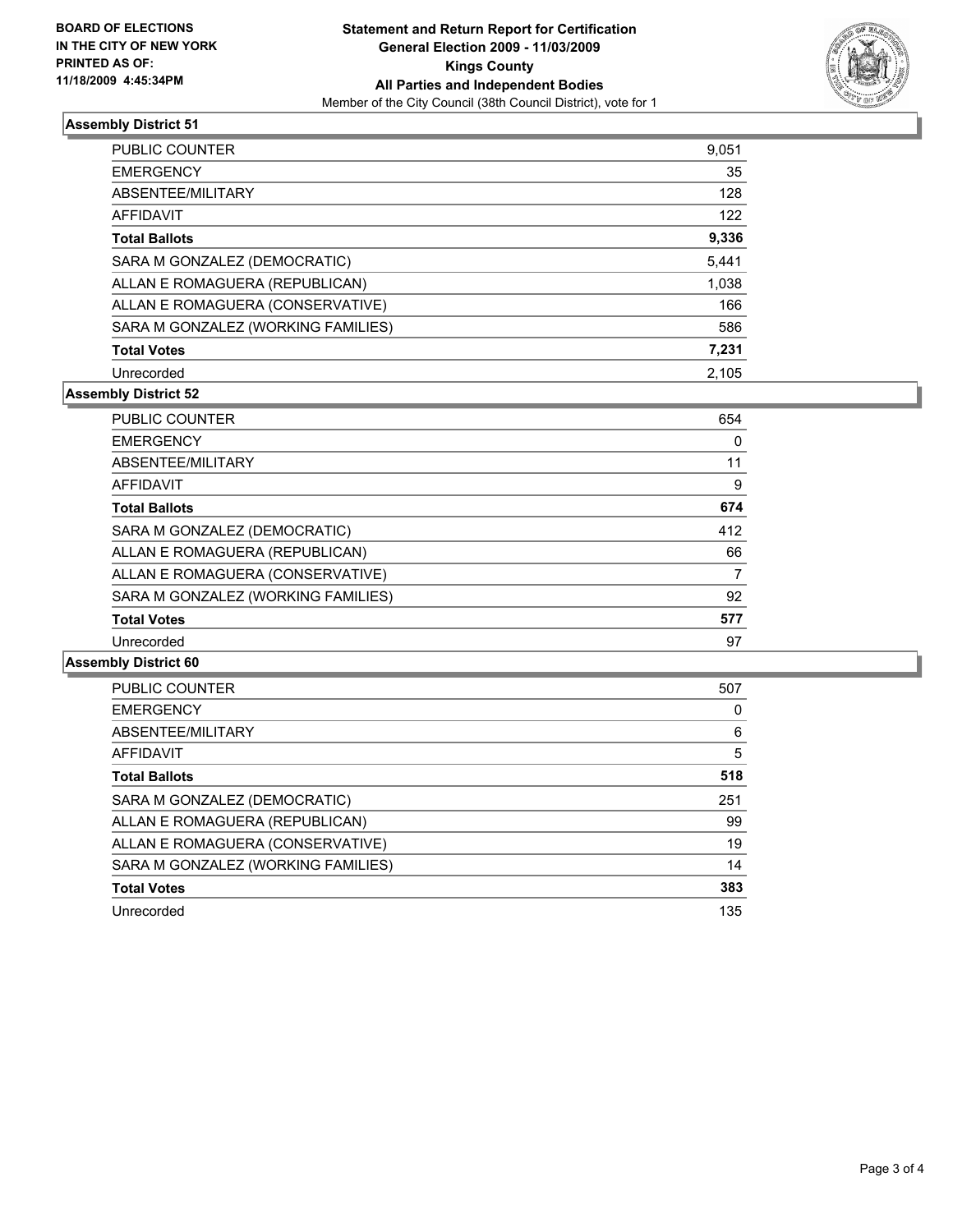BOARD OF ELECTIONS
IN THE CITY OF NEW YORK
PRINTED AS OF:
11/18/2009 4:45:34PM

**Statement and Return Report for Certification**
**General Election 2009 - 11/03/2009**
**Kings County**
**All Parties and Independent Bodies**
Member of the City Council (38th Council District), vote for 1

### Assembly District 51

| | |
|---|---|
| PUBLIC COUNTER | 9,051 |
| EMERGENCY | 35 |
| ABSENTEE/MILITARY | 128 |
| AFFIDAVIT | 122 |
| **Total Ballots** | **9,336** |
| SARA M GONZALEZ (DEMOCRATIC) | 5,441 |
| ALLAN E ROMAGUERA (REPUBLICAN) | 1,038 |
| ALLAN E ROMAGUERA (CONSERVATIVE) | 166 |
| SARA M GONZALEZ (WORKING FAMILIES) | 586 |
| **Total Votes** | **7,231** |
| Unrecorded | 2,105 |

### Assembly District 52

| | |
|---|---|
| PUBLIC COUNTER | 654 |
| EMERGENCY | 0 |
| ABSENTEE/MILITARY | 11 |
| AFFIDAVIT | 9 |
| **Total Ballots** | **674** |
| SARA M GONZALEZ (DEMOCRATIC) | 412 |
| ALLAN E ROMAGUERA (REPUBLICAN) | 66 |
| ALLAN E ROMAGUERA (CONSERVATIVE) | 7 |
| SARA M GONZALEZ (WORKING FAMILIES) | 92 |
| **Total Votes** | **577** |
| Unrecorded | 97 |

### Assembly District 60

| | |
|---|---|
| PUBLIC COUNTER | 507 |
| EMERGENCY | 0 |
| ABSENTEE/MILITARY | 6 |
| AFFIDAVIT | 5 |
| **Total Ballots** | **518** |
| SARA M GONZALEZ (DEMOCRATIC) | 251 |
| ALLAN E ROMAGUERA (REPUBLICAN) | 99 |
| ALLAN E ROMAGUERA (CONSERVATIVE) | 19 |
| SARA M GONZALEZ (WORKING FAMILIES) | 14 |
| **Total Votes** | **383** |
| Unrecorded | 135 |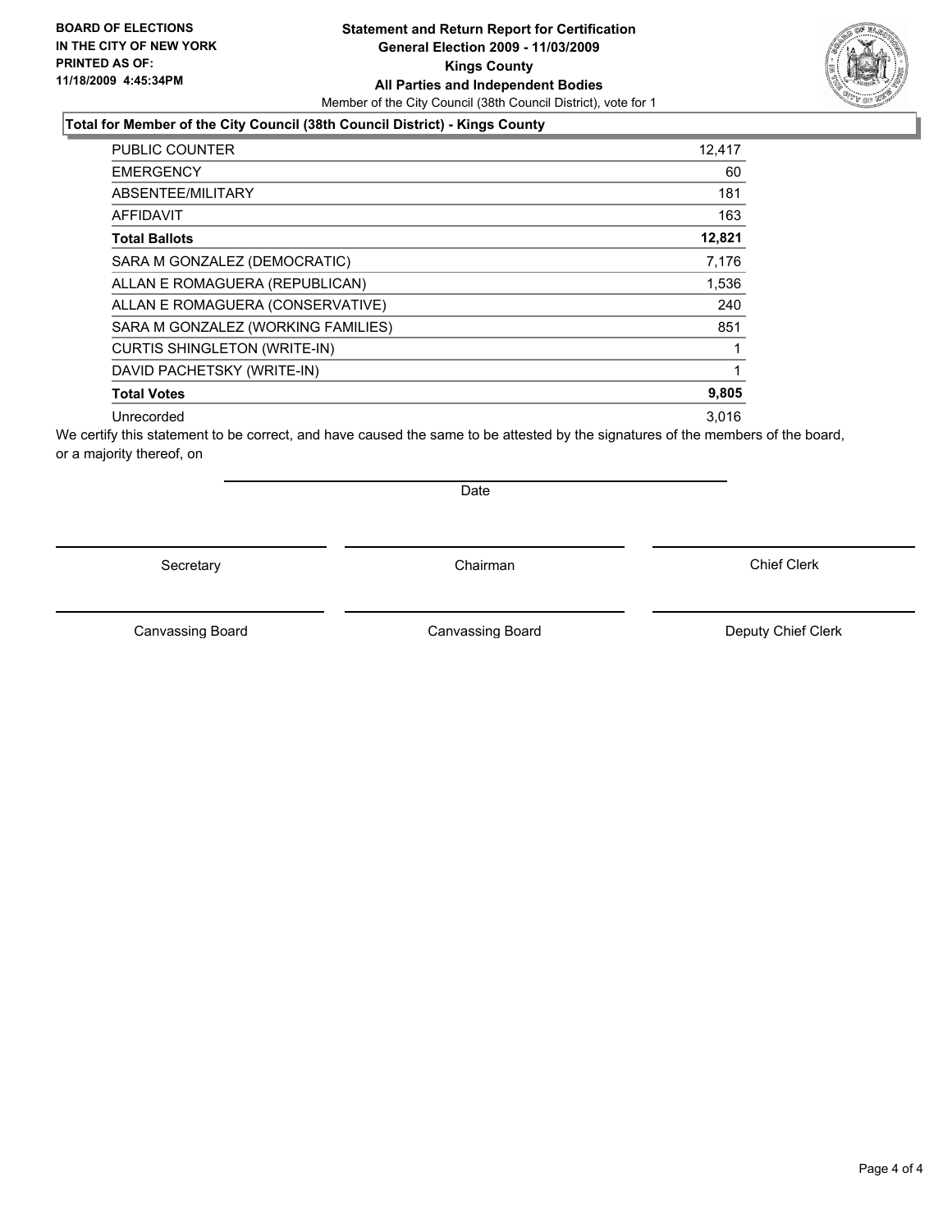**BOARD OF ELECTIONS IN THE CITY OF NEW YORK PRINTED AS OF: 11/18/2009 4:45:34PM**

**Statement and Return Report for Certification**
**General Election 2009 - 11/03/2009**
**Kings County**
**All Parties and Independent Bodies**
Member of the City Council (38th Council District), vote for 1

**Total for Member of the City Council (38th Council District) - Kings County**

| | |
|---|---|
| PUBLIC COUNTER | 12,417 |
| EMERGENCY | 60 |
| ABSENTEE/MILITARY | 181 |
| AFFIDAVIT | 163 |
| **Total Ballots** | **12,821** |
| SARA M GONZALEZ (DEMOCRATIC) | 7,176 |
| ALLAN E ROMAGUERA (REPUBLICAN) | 1,536 |
| ALLAN E ROMAGUERA (CONSERVATIVE) | 240 |
| SARA M GONZALEZ (WORKING FAMILIES) | 851 |
| CURTIS SHINGLETON (WRITE-IN) | 1 |
| DAVID PACHETSKY (WRITE-IN) | 1 |
| **Total Votes** | **9,805** |
| Unrecorded | 3,016 |

We certify this statement to be correct, and have caused the same to be attested by the signatures of the members of the board, or a majority thereof, on

Date

Secretary | Chairman | Chief Clerk

Canvassing Board | Canvassing Board | Deputy Chief Clerk